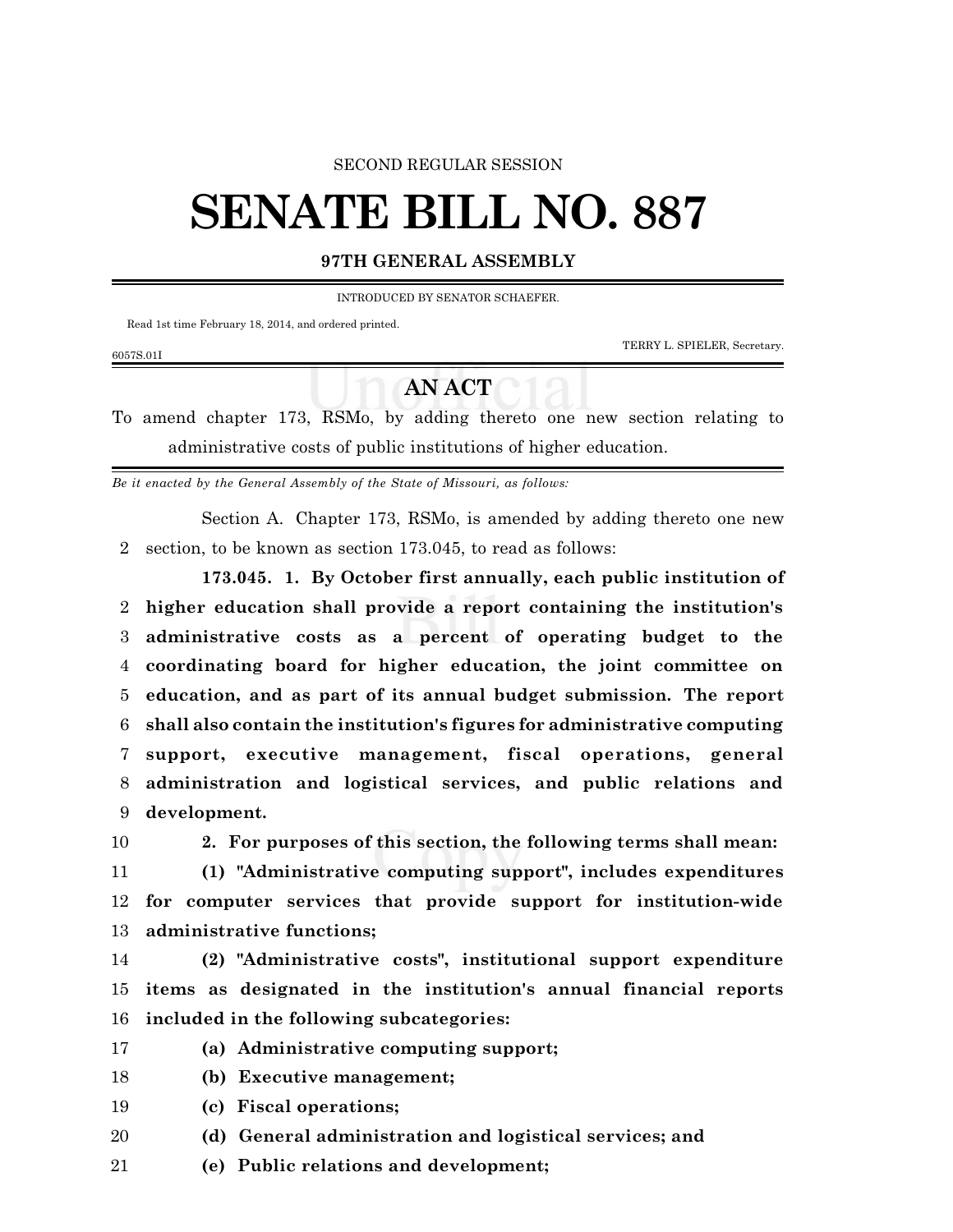SECOND REGULAR SESSION

# SENATE BILL NO. 887

## 97TH GENERAL ASSEMBLY

INTRODUCED BY SENATOR SCHAEFER.

Read 1st time February 18, 2014, and ordered printed.

TERRY L. SPIELER, Secretary.

6057S.01I

## AN ACT

To amend chapter 173, RSMo, by adding thereto one new section relating to administrative costs of public institutions of higher education.

*Be it enacted by the General Assembly of the State of Missouri, as follows:*

Section A. Chapter 173, RSMo, is amended by adding thereto one new section, to be known as section 173.045, to read as follows:

**173.045. 1. By October first annually, each public institution of higher education shall provide a report containing the institution's administrative costs as a percent of operating budget to the coordinating board for higher education, the joint committee on education, and as part of its annual budget submission. The report shall also contain the institution's figures for administrative computing support, executive management, fiscal operations, general administration and logistical services, and public relations and development.**

**2. For purposes of this section, the following terms shall mean:**

**(1) "Administrative computing support", includes expenditures for computer services that provide support for institution-wide administrative functions;**

**(2) "Administrative costs", institutional support expenditure items as designated in the institution's annual financial reports included in the following subcategories:**

**(a) Administrative computing support;**

**(b) Executive management;**

**(c) Fiscal operations;**

**(d) General administration and logistical services; and**

**(e) Public relations and development;**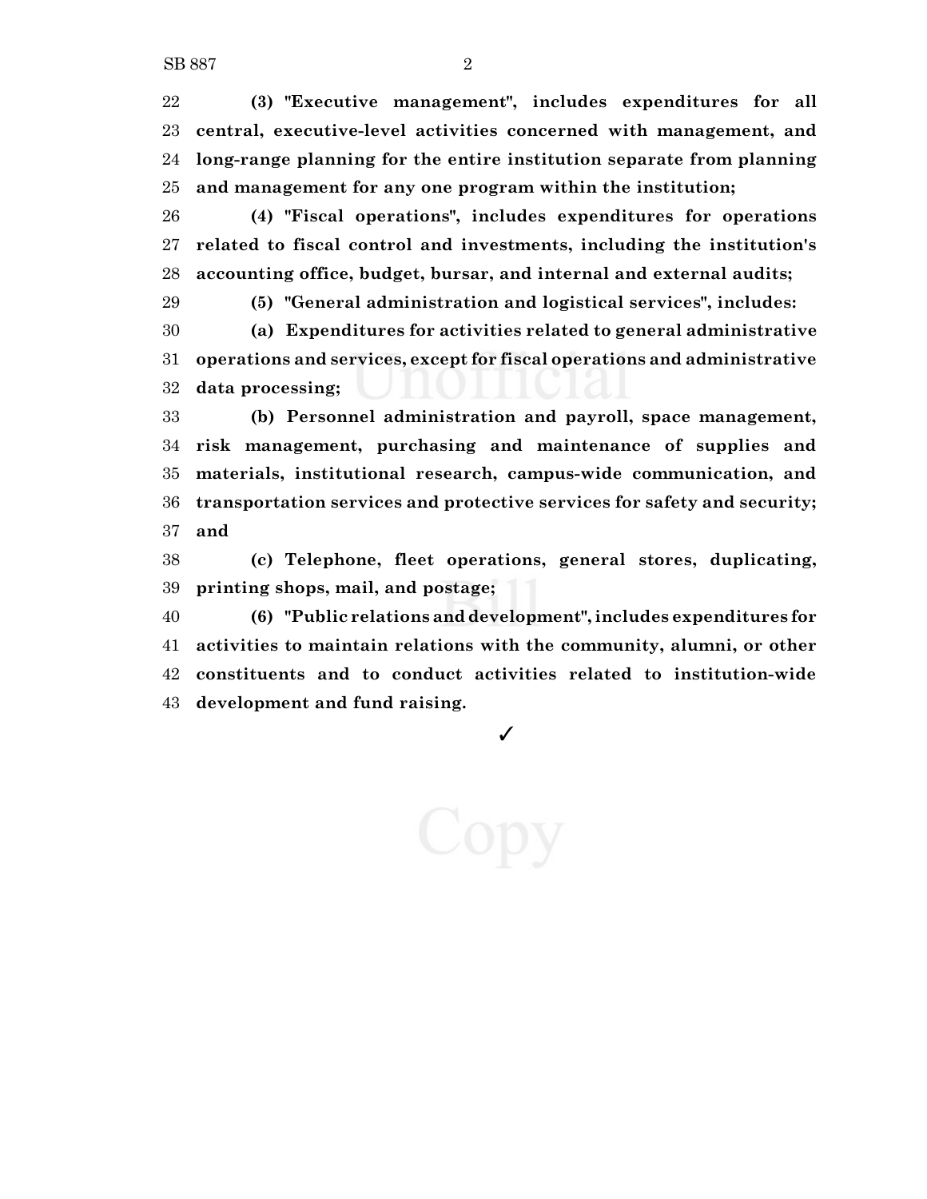**(3) "Executive management", includes expenditures for all central, executive-level activities concerned with management, and long-range planning for the entire institution separate from planning and management for any one program within the institution;**

**(4) "Fiscal operations", includes expenditures for operations related to fiscal control and investments, including the institution's accounting office, budget, bursar, and internal and external audits;**

**(5) "General administration and logistical services", includes:**

**(a) Expenditures for activities related to general administrative operations and services, except for fiscal operations and administrative data processing;**

**(b) Personnel administration and payroll, space management, risk management, purchasing and maintenance of supplies and materials, institutional research, campus-wide communication, and transportation services and protective services for safety and security; and**

**(c) Telephone, fleet operations, general stores, duplicating, printing shops, mail, and postage;**

**(6) "Public relations and development", includes expenditures for activities to maintain relations with the community, alumni, or other constituents and to conduct activities related to institution-wide development and fund raising.**

✓